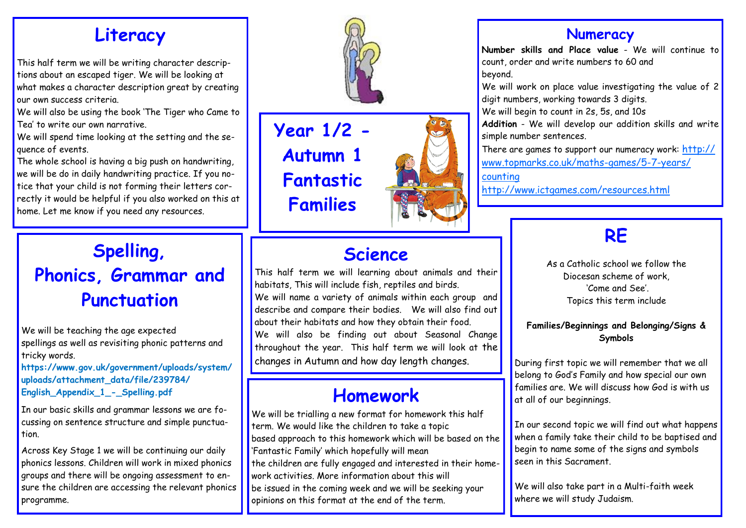# Year 1/2 - Autumn 1 Fantastic Families

## Literacy

This half term we will be writing character descriptions about an escaped tiger. We will be looking at what makes a character description great by creating our own success criteria.

We will also be using the book 'The Tiger who Came to Tea' to write our own narrative.

We will spend time looking at the setting and the sequence of events.

The whole school is having a big push on handwriting, we will be do in daily handwriting practice. If you notice that your child is not forming their letters correctly it would be helpful if you also worked on this at home. Let me know if you need any resources.

## Spelling, Phonics, Grammar and Punctuation

We will be teaching the age expected spellings as well as revisiting phonic patterns and tricky words.

**https://www.gov.uk/government/uploads/system/uploads/attachment_data/file/239784/English_Appendix_1_-_Spelling.pdf**

In our basic skills and grammar lessons we are focussing on sentence structure and simple punctuation.

Across Key Stage 1 we will be continuing our daily phonics lessons. Children will work in mixed phonics groups and there will be ongoing assessment to ensure the children are accessing the relevant phonics programme.

## Science

This half term we will learning about animals and their habitats, This will include fish, reptiles and birds.

We will name a variety of animals within each group and describe and compare their bodies. We will also find out about their habitats and how they obtain their food.

We will also be finding out about Seasonal Change throughout the year. This half term we will look at the changes in Autumn and how day length changes.

## Homework

We will be trialling a new format for homework this half term. We would like the children to take a topic based approach to this homework which will be based on the 'Fantastic Family' which hopefully will mean the children are fully engaged and interested in their homework activities. More information about this will be issued in the coming week and we will be seeking your opinions on this format at the end of the term.

## Numeracy

**Number skills and Place value** - We will continue to count, order and write numbers to 60 and beyond.

We will work on place value investigating the value of 2 digit numbers, working towards 3 digits.

We will begin to count in 2s, 5s, and 10s

**Addition** - We will develop our addition skills and write simple number sentences.

There are games to support our numeracy work: http://www.topmarks.co.uk/maths-games/5-7-years/counting

http://www.ictgames.com/resources.html

## RE

As a Catholic school we follow the Diocesan scheme of work, 'Come and See'.
Topics this term include

**Families/Beginnings and Belonging/Signs & Symbols**

During first topic we will remember that we all belong to God's Family and how special our own families are. We will discuss how God is with us at all of our beginnings.

In our second topic we will find out what happens when a family take their child to be baptised and begin to name some of the signs and symbols seen in this Sacrament.

We will also take part in a Multi-faith week where we will study Judaism.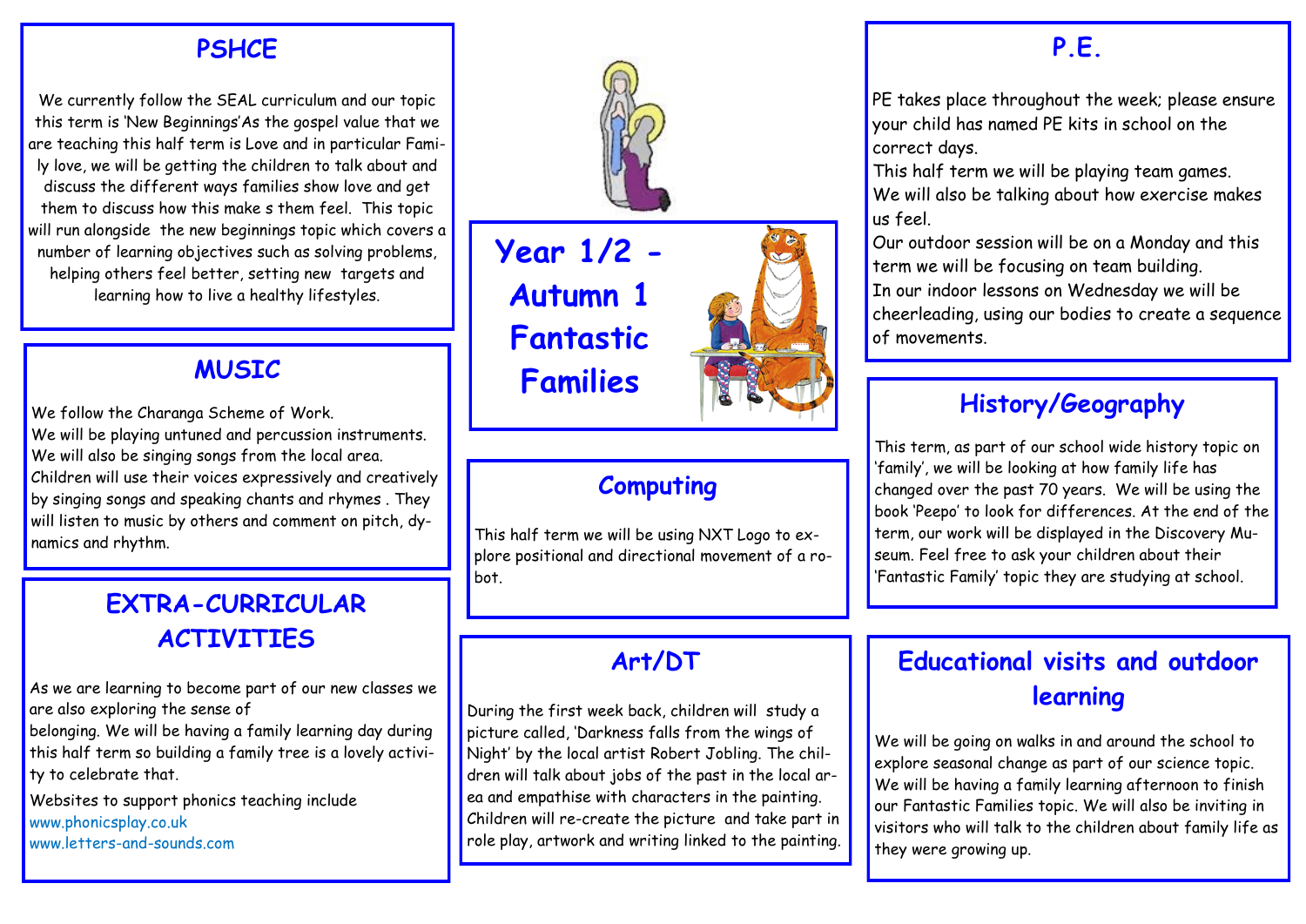## PSHCE

We currently follow the SEAL curriculum and our topic this term is 'New Beginnings'As the gospel value that we are teaching this half term is Love and in particular Family love, we will be getting the children to talk about and discuss the different ways families show love and get them to discuss how this make s them feel. This topic will run alongside the new beginnings topic which covers a number of learning objectives such as solving problems, helping others feel better, setting new targets and learning how to live a healthy lifestyles.

## MUSIC

We follow the Charanga Scheme of Work.
We will be playing untuned and percussion instruments.
We will also be singing songs from the local area.
Children will use their voices expressively and creatively by singing songs and speaking chants and rhymes . They will listen to music by others and comment on pitch, dynamics and rhythm.

## EXTRA-CURRICULAR ACTIVITIES

As we are learning to become part of our new classes we are also exploring the sense of belonging. We will be having a family learning day during this half term so building a family tree is a lovely activity to celebrate that.

Websites to support phonics teaching include
www.phonicsplay.co.uk
www.letters-and-sounds.com

# Year 1/2 - Autumn 1 Fantastic Families

## Computing

This half term we will be using NXT Logo to explore positional and directional movement of a robot.

## Art/DT

During the first week back, children will study a picture called, 'Darkness falls from the wings of Night' by the local artist Robert Jobling. The children will talk about jobs of the past in the local area and empathise with characters in the painting. Children will re-create the picture and take part in role play, artwork and writing linked to the painting.

## P.E.

PE takes place throughout the week; please ensure your child has named PE kits in school on the correct days.
This half term we will be playing team games.
We will also be talking about how exercise makes us feel.
Our outdoor session will be on a Monday and this term we will be focusing on team building.
In our indoor lessons on Wednesday we will be cheerleading, using our bodies to create a sequence of movements.

## History/Geography

This term, as part of our school wide history topic on 'family', we will be looking at how family life has changed over the past 70 years. We will be using the book 'Peepo' to look for differences. At the end of the term, our work will be displayed in the Discovery Museum. Feel free to ask your children about their 'Fantastic Family' topic they are studying at school.

## Educational visits and outdoor learning

We will be going on walks in and around the school to explore seasonal change as part of our science topic. We will be having a family learning afternoon to finish our Fantastic Families topic. We will also be inviting in visitors who will talk to the children about family life as they were growing up.